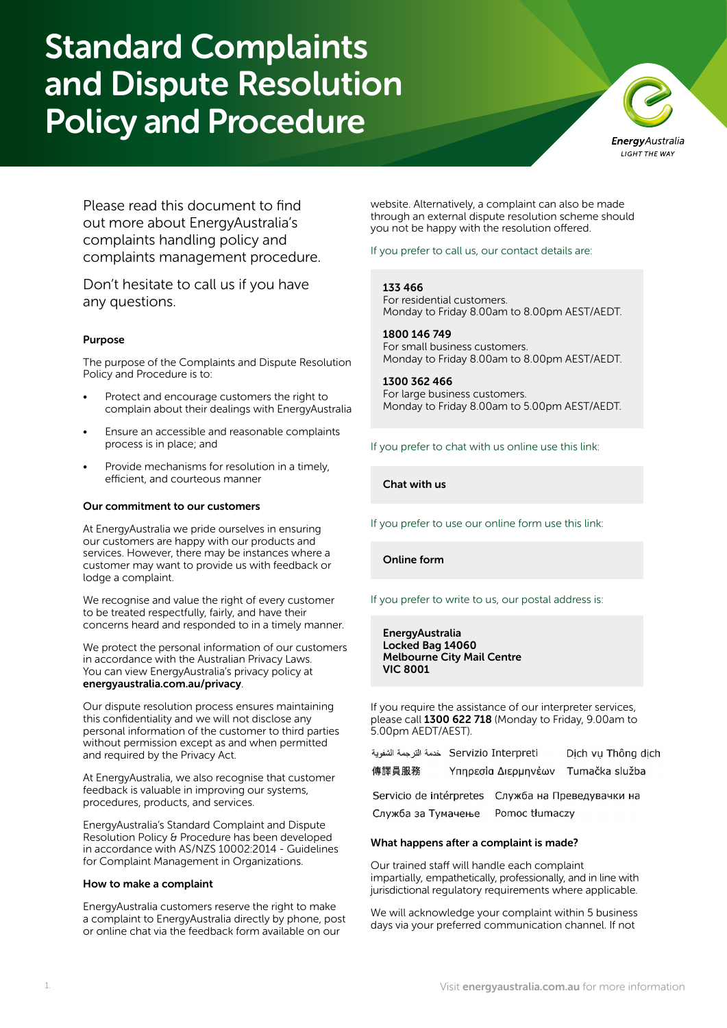# Standard Complaints and Dispute Resolution Policy and Procedure

Please read this document to find out more about EnergyAustralia's complaints handling policy and complaints management procedure.

Don't hesitate to call us if you have any questions.

### Purpose

The purpose of the Complaints and Dispute Resolution Policy and Procedure is to:

- Protect and encourage customers the right to complain about their dealings with EnergyAustralia
- Ensure an accessible and reasonable complaints process is in place; and
- Provide mechanisms for resolution in a timely, efficient, and courteous manner

### Our commitment to our customers

At EnergyAustralia we pride ourselves in ensuring our customers are happy with our products and services. However, there may be instances where a customer may want to provide us with feedback or lodge a complaint.

We recognise and value the right of every customer to be treated respectfully, fairly, and have their concerns heard and responded to in a timely manner.

We protect the personal information of our customers in accordance with the Australian Privacy Laws. You can view EnergyAustralia's privacy policy at **energyaustralia.com.au/privacy**.

Our dispute resolution process ensures maintaining this confidentiality and we will not disclose any personal information of the customer to third parties without permission except as and when permitted and required by the Privacy Act.

At EnergyAustralia, we also recognise that customer feedback is valuable in improving our systems, procedures, products, and services.

EnergyAustralia's Standard Complaint and Dispute Resolution Policy & Procedure has been developed in accordance with AS/NZS 10002:2014 - Guidelines for Complaint Management in Organizations.

### How to make a complaint

EnergyAustralia customers reserve the right to make a complaint to EnergyAustralia directly by phone, post or online chat via the feedback form available on our website. Alternatively, a complaint can also be made through an external dispute resolution scheme should you not be happy with the resolution offered.

If you prefer to call us, our contact details are:

**133 466**
For residential customers.
Monday to Friday 8.00am to 8.00pm AEST/AEDT.

**1800 146 749**
For small business customers.
Monday to Friday 8.00am to 8.00pm AEST/AEDT.

**1300 362 466**
For large business customers.
Monday to Friday 8.00am to 5.00pm AEST/AEDT.

If you prefer to chat with us online use this link:

**Chat with us**

If you prefer to use our online form use this link:

**Online form**

If you prefer to write to us, our postal address is:

**EnergyAustralia**
**Locked Bag 14060**
**Melbourne City Mail Centre**
**VIC 8001**

If you require the assistance of our interpreter services, please call **1300 622 718** (Monday to Friday, 9.00am to 5.00pm AEDT/AEST).

خدمة الترجمة الشفوية  Servizio Interpreti  Dịch vụ Thông dịch
傳譯員服務  Υπηρεσία Διερμηνέων  Tumačka služba
Servicio de intérpretes  Служба на Преведувачки на
Служба за Тумачење  Pomoc tłumaczy

### What happens after a complaint is made?

Our trained staff will handle each complaint impartially, empathetically, professionally, and in line with jurisdictional regulatory requirements where applicable.

We will acknowledge your complaint within 5 business days via your preferred communication channel. If not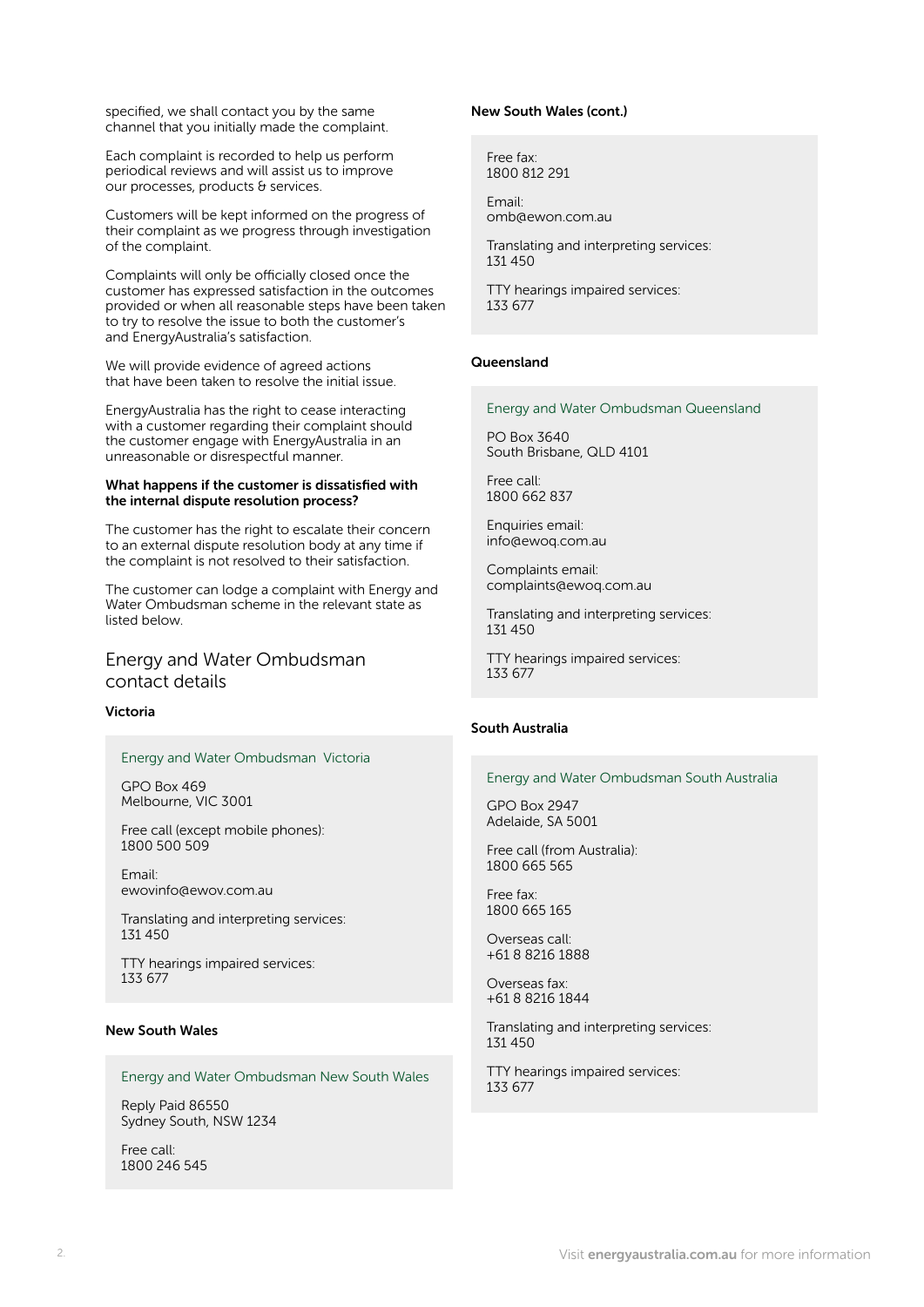specified, we shall contact you by the same channel that you initially made the complaint.

Each complaint is recorded to help us perform periodical reviews and will assist us to improve our processes, products & services.

Customers will be kept informed on the progress of their complaint as we progress through investigation of the complaint.

Complaints will only be officially closed once the customer has expressed satisfaction in the outcomes provided or when all reasonable steps have been taken to try to resolve the issue to both the customer's and EnergyAustralia's satisfaction.

We will provide evidence of agreed actions that have been taken to resolve the initial issue.

EnergyAustralia has the right to cease interacting with a customer regarding their complaint should the customer engage with EnergyAustralia in an unreasonable or disrespectful manner.

**What happens if the customer is dissatisfied with the internal dispute resolution process?**

The customer has the right to escalate their concern to an external dispute resolution body at any time if the complaint is not resolved to their satisfaction.

The customer can lodge a complaint with Energy and Water Ombudsman scheme in the relevant state as listed below.

## Energy and Water Ombudsman contact details

**Victoria**

Energy and Water Ombudsman Victoria

GPO Box 469
Melbourne, VIC 3001

Free call (except mobile phones):
1800 500 509

Email:
ewovinfo@ewov.com.au

Translating and interpreting services:
131 450

TTY hearings impaired services:
133 677

**New South Wales**

Energy and Water Ombudsman New South Wales

Reply Paid 86550
Sydney South, NSW 1234

Free call:
1800 246 545

**New South Wales (cont.)**

Free fax:
1800 812 291

Email:
omb@ewon.com.au

Translating and interpreting services:
131 450

TTY hearings impaired services:
133 677

**Queensland**

Energy and Water Ombudsman Queensland

PO Box 3640
South Brisbane, QLD 4101

Free call:
1800 662 837

Enquiries email:
info@ewoq.com.au

Complaints email:
complaints@ewoq.com.au

Translating and interpreting services:
131 450

TTY hearings impaired services:
133 677

**South Australia**

Energy and Water Ombudsman South Australia

GPO Box 2947
Adelaide, SA 5001

Free call (from Australia):
1800 665 565

Free fax:
1800 665 165

Overseas call:
+61 8 8216 1888

Overseas fax:
+61 8 8216 1844

Translating and interpreting services:
131 450

TTY hearings impaired services:
133 677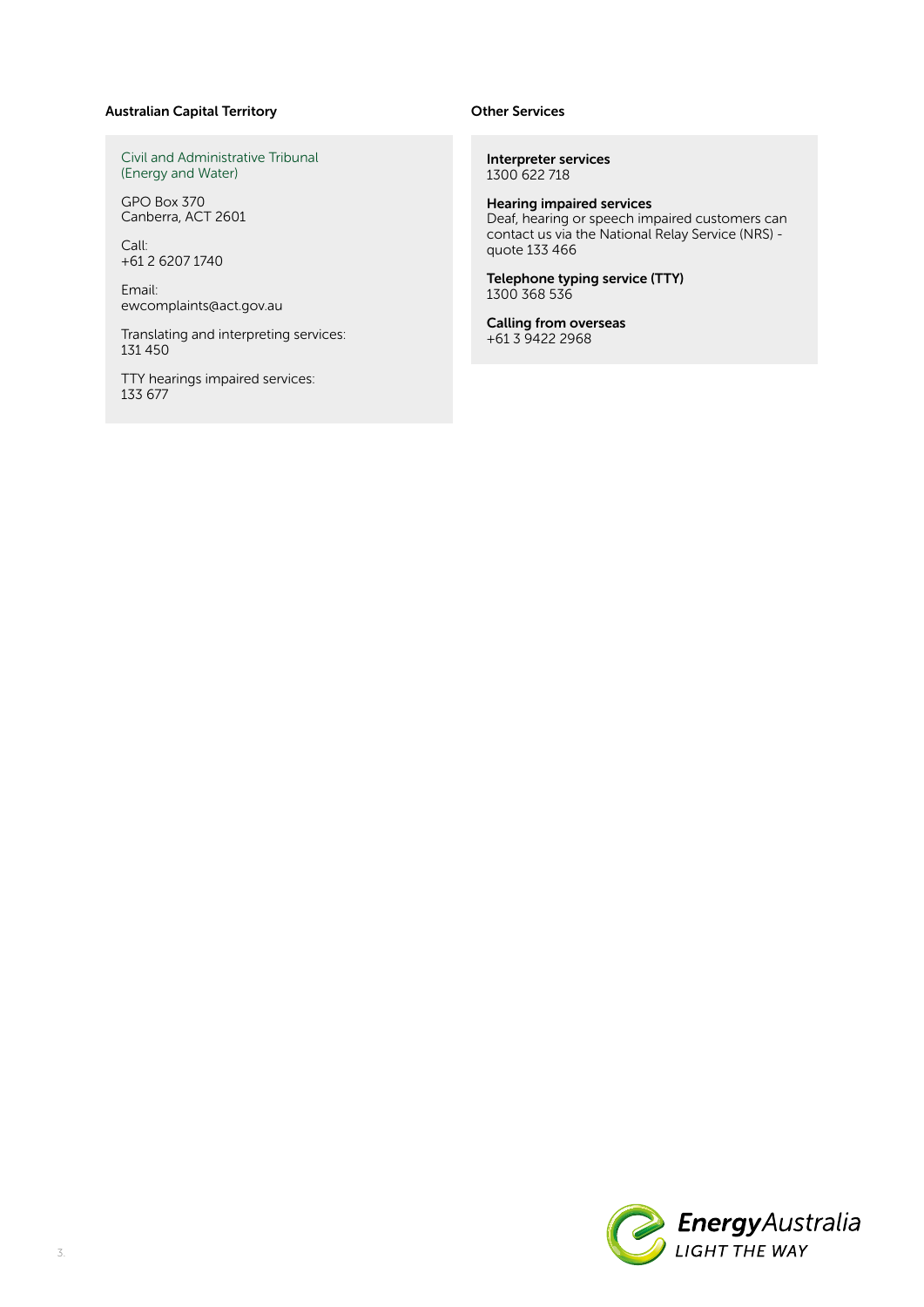### Australian Capital Territory

Civil and Administrative Tribunal (Energy and Water)

GPO Box 370
Canberra, ACT 2601

Call:
+61 2 6207 1740

Email:
ewcomplaints@act.gov.au

Translating and interpreting services:
131 450

TTY hearings impaired services:
133 677

### Other Services

**Interpreter services**
1300 622 718

**Hearing impaired services**
Deaf, hearing or speech impaired customers can contact us via the National Relay Service (NRS) - quote 133 466

**Telephone typing service (TTY)**
1300 368 536

**Calling from overseas**
+61 3 9422 2968

EnergyAustralia
LIGHT THE WAY